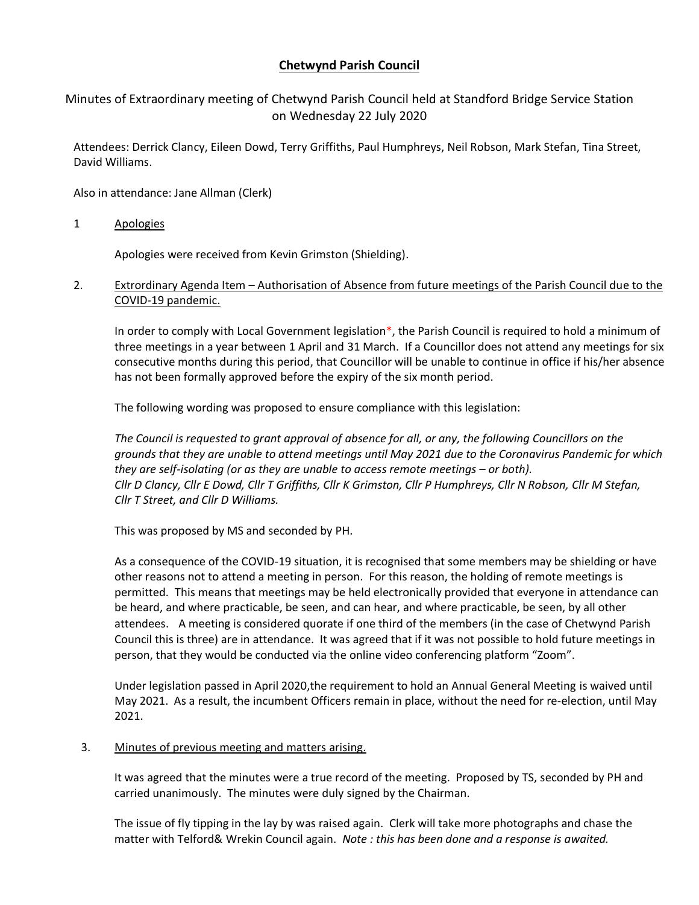# Chetwynd Parish Council

Minutes of Extraordinary meeting of Chetwynd Parish Council held at Standford Bridge Service Station on Wednesday 22 July 2020

Attendees: Derrick Clancy, Eileen Dowd, Terry Griffiths, Paul Humphreys, Neil Robson, Mark Stefan, Tina Street, David Williams.

Also in attendance: Jane Allman (Clerk)

1 Apologies

Apologies were received from Kevin Grimston (Shielding).

2. Extrordinary Agenda Item – Authorisation of Absence from future meetings of the Parish Council due to the COVID-19 pandemic.

In order to comply with Local Government legislation*, the Parish Council is required to hold a minimum of three meetings in a year between 1 April and 31 March. If a Councillor does not attend any meetings for six consecutive months during this period, that Councillor will be unable to continue in office if his/her absence has not been formally approved before the expiry of the six month period.

The following wording was proposed to ensure compliance with this legislation:

*The Council is requested to grant approval of absence for all, or any, the following Councillors on the grounds that they are unable to attend meetings until May 2021 due to the Coronavirus Pandemic for which they are self-isolating (or as they are unable to access remote meetings – or both).*
*Cllr D Clancy, Cllr E Dowd, Cllr T Griffiths, Cllr K Grimston, Cllr P Humphreys, Cllr N Robson, Cllr M Stefan, Cllr T Street, and Cllr D Williams.*

This was proposed by MS and seconded by PH.

As a consequence of the COVID-19 situation, it is recognised that some members may be shielding or have other reasons not to attend a meeting in person. For this reason, the holding of remote meetings is permitted. This means that meetings may be held electronically provided that everyone in attendance can be heard, and where practicable, be seen, and can hear, and where practicable, be seen, by all other attendees. A meeting is considered quorate if one third of the members (in the case of Chetwynd Parish Council this is three) are in attendance. It was agreed that if it was not possible to hold future meetings in person, that they would be conducted via the online video conferencing platform "Zoom".

Under legislation passed in April 2020,the requirement to hold an Annual General Meeting is waived until May 2021. As a result, the incumbent Officers remain in place, without the need for re-election, until May 2021.

3. Minutes of previous meeting and matters arising.

It was agreed that the minutes were a true record of the meeting. Proposed by TS, seconded by PH and carried unanimously. The minutes were duly signed by the Chairman.

The issue of fly tipping in the lay by was raised again. Clerk will take more photographs and chase the matter with Telford& Wrekin Council again. *Note : this has been done and a response is awaited.*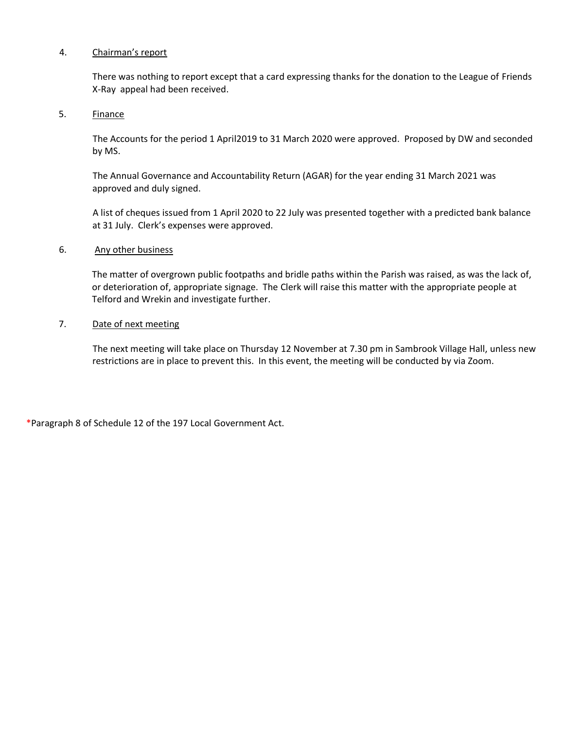4. Chairman's report

   There was nothing to report except that a card expressing thanks for the donation to the League of Friends X-Ray appeal had been received.

5. Finance

   The Accounts for the period 1 April2019 to 31 March 2020 were approved. Proposed by DW and seconded by MS.

   The Annual Governance and Accountability Return (AGAR) for the year ending 31 March 2021 was approved and duly signed.

   A list of cheques issued from 1 April 2020 to 22 July was presented together with a predicted bank balance at 31 July. Clerk's expenses were approved.

6. Any other business

   The matter of overgrown public footpaths and bridle paths within the Parish was raised, as was the lack of, or deterioration of, appropriate signage. The Clerk will raise this matter with the appropriate people at Telford and Wrekin and investigate further.

7. Date of next meeting

   The next meeting will take place on Thursday 12 November at 7.30 pm in Sambrook Village Hall, unless new restrictions are in place to prevent this. In this event, the meeting will be conducted by via Zoom.

*Paragraph 8 of Schedule 12 of the 197 Local Government Act.